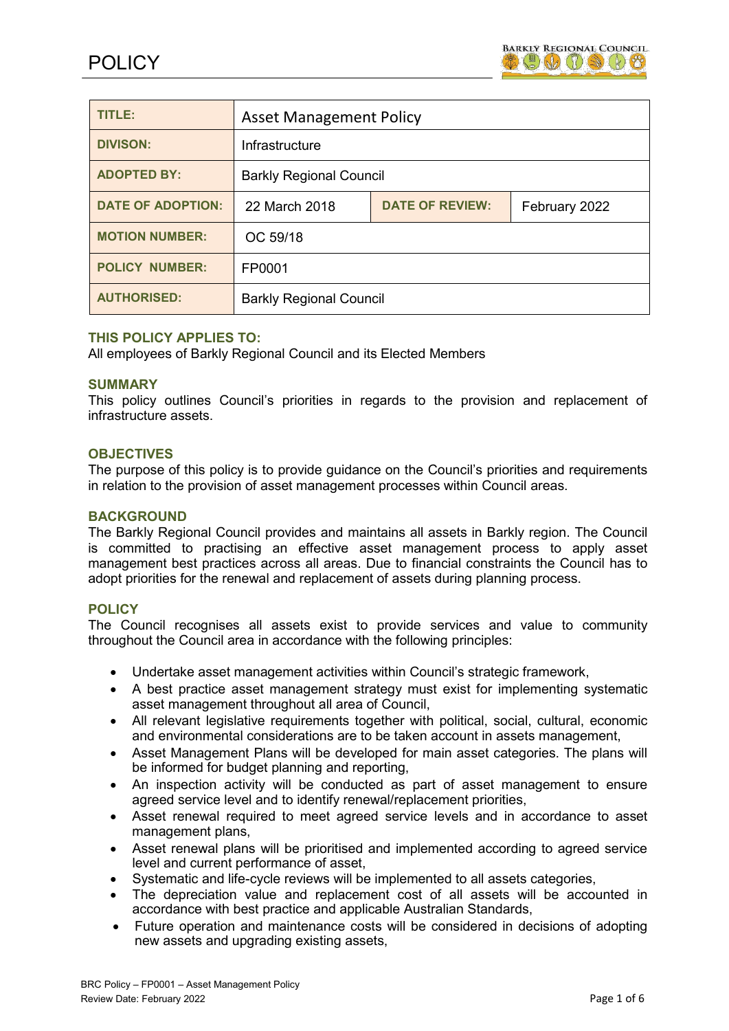# POLICY

| TITLE: | Asset Management Policy | | |
|---|---|---|---|
| DIVISON: | Infrastructure | | |
| ADOPTED BY: | Barkly Regional Council | | |
| DATE OF ADOPTION: | 22 March 2018 | DATE OF REVIEW: | February 2022 |
| MOTION NUMBER: | OC 59/18 | | |
| POLICY NUMBER: | FP0001 | | |
| AUTHORISED: | Barkly Regional Council | | |

## THIS POLICY APPLIES TO:

All employees of Barkly Regional Council and its Elected Members

## SUMMARY

This policy outlines Council's priorities in regards to the provision and replacement of infrastructure assets.

## OBJECTIVES

The purpose of this policy is to provide guidance on the Council's priorities and requirements in relation to the provision of asset management processes within Council areas.

## BACKGROUND

The Barkly Regional Council provides and maintains all assets in Barkly region. The Council is committed to practising an effective asset management process to apply asset management best practices across all areas. Due to financial constraints the Council has to adopt priorities for the renewal and replacement of assets during planning process.

## POLICY

The Council recognises all assets exist to provide services and value to community throughout the Council area in accordance with the following principles:

- Undertake asset management activities within Council's strategic framework,
- A best practice asset management strategy must exist for implementing systematic asset management throughout all area of Council,
- All relevant legislative requirements together with political, social, cultural, economic and environmental considerations are to be taken account in assets management,
- Asset Management Plans will be developed for main asset categories. The plans will be informed for budget planning and reporting,
- An inspection activity will be conducted as part of asset management to ensure agreed service level and to identify renewal/replacement priorities,
- Asset renewal required to meet agreed service levels and in accordance to asset management plans,
- Asset renewal plans will be prioritised and implemented according to agreed service level and current performance of asset,
- Systematic and life-cycle reviews will be implemented to all assets categories,
- The depreciation value and replacement cost of all assets will be accounted in accordance with best practice and applicable Australian Standards,
- Future operation and maintenance costs will be considered in decisions of adopting new assets and upgrading existing assets,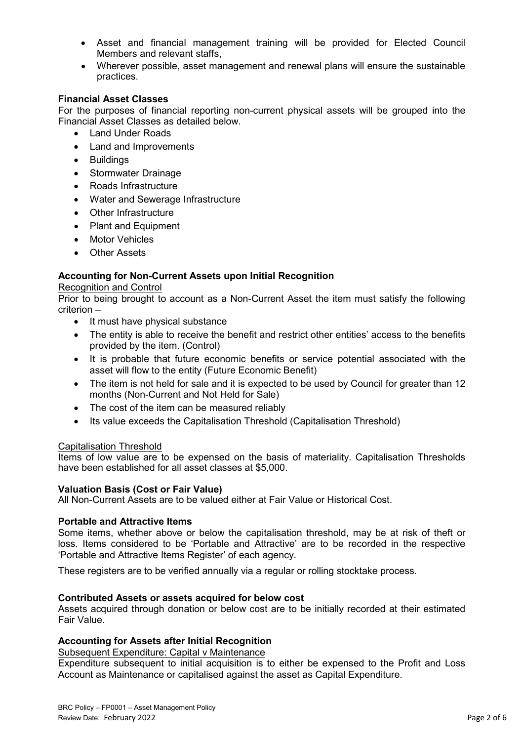- Asset and financial management training will be provided for Elected Council Members and relevant staffs,
- Wherever possible, asset management and renewal plans will ensure the sustainable practices.

**Financial Asset Classes**

For the purposes of financial reporting non-current physical assets will be grouped into the Financial Asset Classes as detailed below.

- Land Under Roads
- Land and Improvements
- Buildings
- Stormwater Drainage
- Roads Infrastructure
- Water and Sewerage Infrastructure
- Other Infrastructure
- Plant and Equipment
- Motor Vehicles
- Other Assets

**Accounting for Non-Current Assets upon Initial Recognition**

Recognition and Control

Prior to being brought to account as a Non-Current Asset the item must satisfy the following criterion –

- It must have physical substance
- The entity is able to receive the benefit and restrict other entities' access to the benefits provided by the item. (Control)
- It is probable that future economic benefits or service potential associated with the asset will flow to the entity (Future Economic Benefit)
- The item is not held for sale and it is expected to be used by Council for greater than 12 months (Non-Current and Not Held for Sale)
- The cost of the item can be measured reliably
- Its value exceeds the Capitalisation Threshold (Capitalisation Threshold)

Capitalisation Threshold

Items of low value are to be expensed on the basis of materiality. Capitalisation Thresholds have been established for all asset classes at $5,000.

**Valuation Basis (Cost or Fair Value)**

All Non-Current Assets are to be valued either at Fair Value or Historical Cost.

**Portable and Attractive Items**

Some items, whether above or below the capitalisation threshold, may be at risk of theft or loss. Items considered to be 'Portable and Attractive' are to be recorded in the respective 'Portable and Attractive Items Register' of each agency.

These registers are to be verified annually via a regular or rolling stocktake process.

**Contributed Assets or assets acquired for below cost**

Assets acquired through donation or below cost are to be initially recorded at their estimated Fair Value.

**Accounting for Assets after Initial Recognition**

Subsequent Expenditure: Capital v Maintenance

Expenditure subsequent to initial acquisition is to either be expensed to the Profit and Loss Account as Maintenance or capitalised against the asset as Capital Expenditure.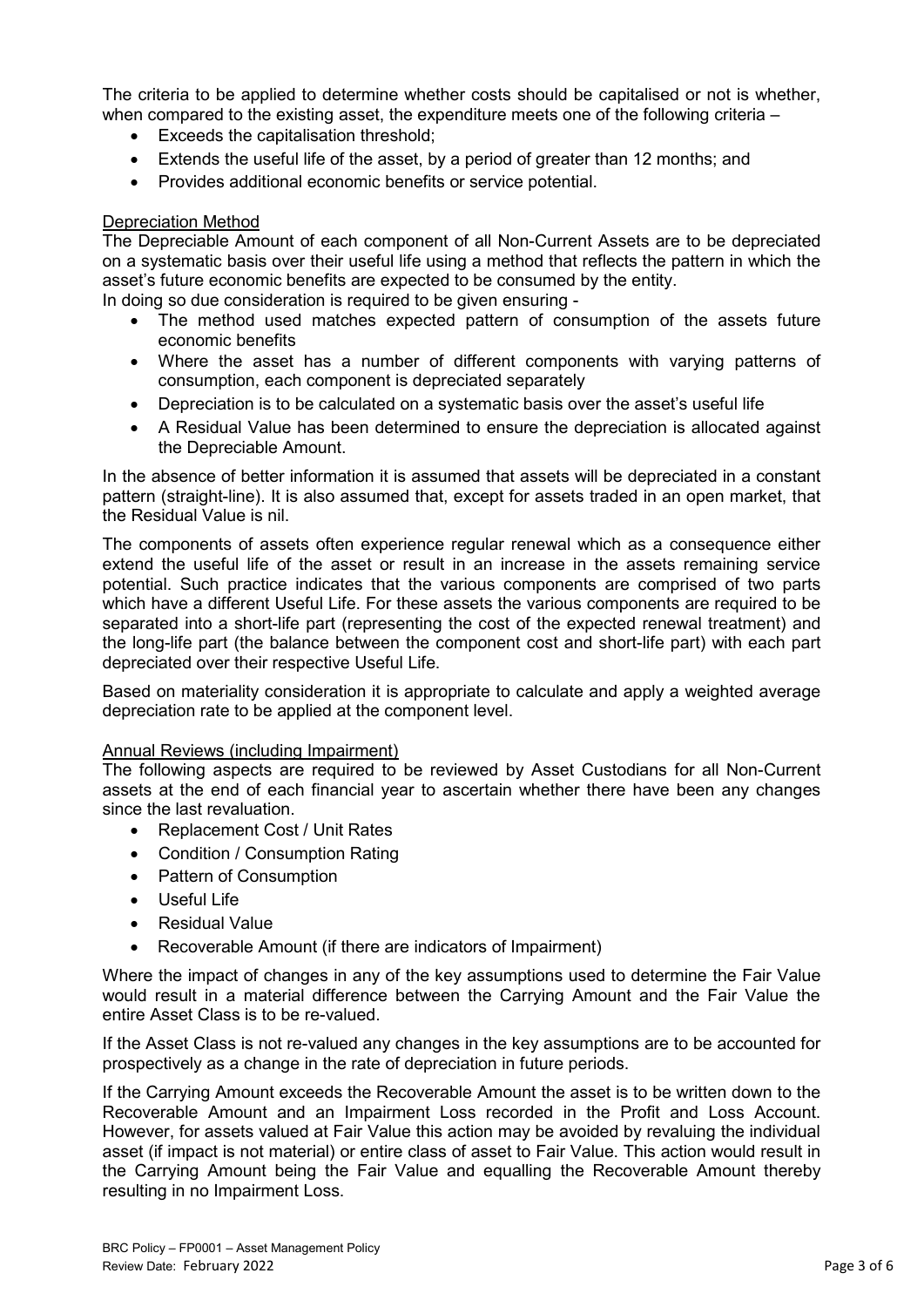The criteria to be applied to determine whether costs should be capitalised or not is whether, when compared to the existing asset, the expenditure meets one of the following criteria –

- Exceeds the capitalisation threshold;
- Extends the useful life of the asset, by a period of greater than 12 months; and
- Provides additional economic benefits or service potential.

<u>Depreciation Method</u>

The Depreciable Amount of each component of all Non-Current Assets are to be depreciated on a systematic basis over their useful life using a method that reflects the pattern in which the asset's future economic benefits are expected to be consumed by the entity.

In doing so due consideration is required to be given ensuring -

- The method used matches expected pattern of consumption of the assets future economic benefits
- Where the asset has a number of different components with varying patterns of consumption, each component is depreciated separately
- Depreciation is to be calculated on a systematic basis over the asset's useful life
- A Residual Value has been determined to ensure the depreciation is allocated against the Depreciable Amount.

In the absence of better information it is assumed that assets will be depreciated in a constant pattern (straight-line). It is also assumed that, except for assets traded in an open market, that the Residual Value is nil.

The components of assets often experience regular renewal which as a consequence either extend the useful life of the asset or result in an increase in the assets remaining service potential. Such practice indicates that the various components are comprised of two parts which have a different Useful Life. For these assets the various components are required to be separated into a short-life part (representing the cost of the expected renewal treatment) and the long-life part (the balance between the component cost and short-life part) with each part depreciated over their respective Useful Life.

Based on materiality consideration it is appropriate to calculate and apply a weighted average depreciation rate to be applied at the component level.

<u>Annual Reviews (including Impairment)</u>

The following aspects are required to be reviewed by Asset Custodians for all Non-Current assets at the end of each financial year to ascertain whether there have been any changes since the last revaluation.

- Replacement Cost / Unit Rates
- Condition / Consumption Rating
- Pattern of Consumption
- Useful Life
- Residual Value
- Recoverable Amount (if there are indicators of Impairment)

Where the impact of changes in any of the key assumptions used to determine the Fair Value would result in a material difference between the Carrying Amount and the Fair Value the entire Asset Class is to be re-valued.

If the Asset Class is not re-valued any changes in the key assumptions are to be accounted for prospectively as a change in the rate of depreciation in future periods.

If the Carrying Amount exceeds the Recoverable Amount the asset is to be written down to the Recoverable Amount and an Impairment Loss recorded in the Profit and Loss Account. However, for assets valued at Fair Value this action may be avoided by revaluing the individual asset (if impact is not material) or entire class of asset to Fair Value. This action would result in the Carrying Amount being the Fair Value and equalling the Recoverable Amount thereby resulting in no Impairment Loss.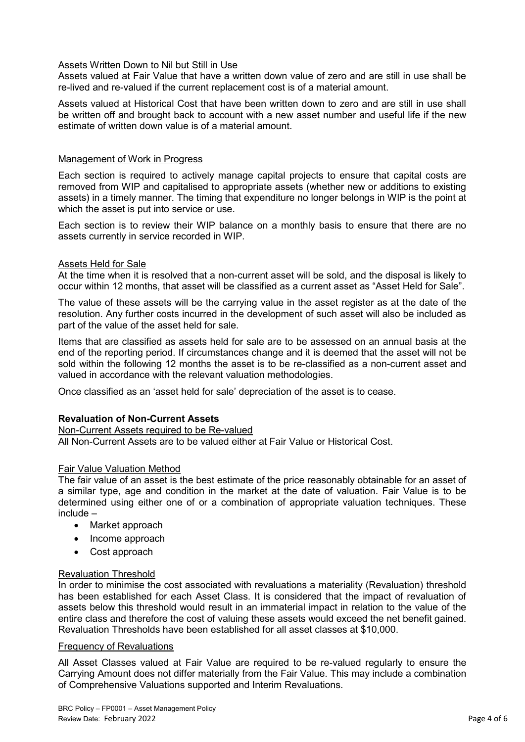### Assets Written Down to Nil but Still in Use

Assets valued at Fair Value that have a written down value of zero and are still in use shall be re-lived and re-valued if the current replacement cost is of a material amount.

Assets valued at Historical Cost that have been written down to zero and are still in use shall be written off and brought back to account with a new asset number and useful life if the new estimate of written down value is of a material amount.

### Management of Work in Progress

Each section is required to actively manage capital projects to ensure that capital costs are removed from WIP and capitalised to appropriate assets (whether new or additions to existing assets) in a timely manner. The timing that expenditure no longer belongs in WIP is the point at which the asset is put into service or use.

Each section is to review their WIP balance on a monthly basis to ensure that there are no assets currently in service recorded in WIP.

### Assets Held for Sale

At the time when it is resolved that a non-current asset will be sold, and the disposal is likely to occur within 12 months, that asset will be classified as a current asset as "Asset Held for Sale".

The value of these assets will be the carrying value in the asset register as at the date of the resolution. Any further costs incurred in the development of such asset will also be included as part of the value of the asset held for sale.

Items that are classified as assets held for sale are to be assessed on an annual basis at the end of the reporting period. If circumstances change and it is deemed that the asset will not be sold within the following 12 months the asset is to be re-classified as a non-current asset and valued in accordance with the relevant valuation methodologies.

Once classified as an 'asset held for sale' depreciation of the asset is to cease.

## Revaluation of Non-Current Assets

### Non-Current Assets required to be Re-valued

All Non-Current Assets are to be valued either at Fair Value or Historical Cost.

### Fair Value Valuation Method

The fair value of an asset is the best estimate of the price reasonably obtainable for an asset of a similar type, age and condition in the market at the date of valuation. Fair Value is to be determined using either one of or a combination of appropriate valuation techniques. These include –

- Market approach
- Income approach
- Cost approach

### Revaluation Threshold

In order to minimise the cost associated with revaluations a materiality (Revaluation) threshold has been established for each Asset Class. It is considered that the impact of revaluation of assets below this threshold would result in an immaterial impact in relation to the value of the entire class and therefore the cost of valuing these assets would exceed the net benefit gained. Revaluation Thresholds have been established for all asset classes at $10,000.

### Frequency of Revaluations

All Asset Classes valued at Fair Value are required to be re-valued regularly to ensure the Carrying Amount does not differ materially from the Fair Value. This may include a combination of Comprehensive Valuations supported and Interim Revaluations.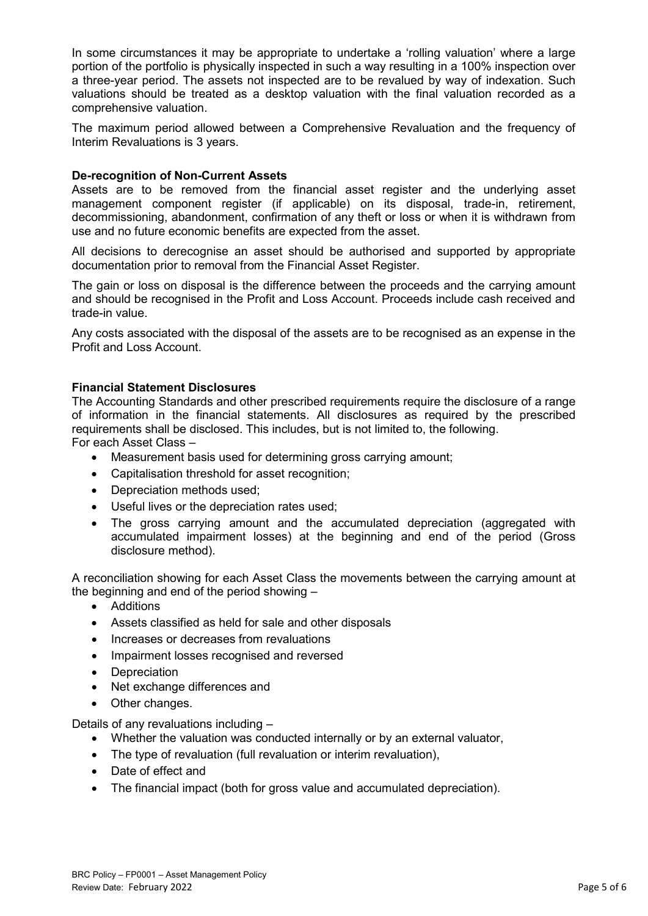In some circumstances it may be appropriate to undertake a 'rolling valuation' where a large portion of the portfolio is physically inspected in such a way resulting in a 100% inspection over a three-year period. The assets not inspected are to be revalued by way of indexation. Such valuations should be treated as a desktop valuation with the final valuation recorded as a comprehensive valuation.

The maximum period allowed between a Comprehensive Revaluation and the frequency of Interim Revaluations is 3 years.

**De-recognition of Non-Current Assets**

Assets are to be removed from the financial asset register and the underlying asset management component register (if applicable) on its disposal, trade-in, retirement, decommissioning, abandonment, confirmation of any theft or loss or when it is withdrawn from use and no future economic benefits are expected from the asset.

All decisions to derecognise an asset should be authorised and supported by appropriate documentation prior to removal from the Financial Asset Register.

The gain or loss on disposal is the difference between the proceeds and the carrying amount and should be recognised in the Profit and Loss Account. Proceeds include cash received and trade-in value.

Any costs associated with the disposal of the assets are to be recognised as an expense in the Profit and Loss Account.

**Financial Statement Disclosures**

The Accounting Standards and other prescribed requirements require the disclosure of a range of information in the financial statements. All disclosures as required by the prescribed requirements shall be disclosed. This includes, but is not limited to, the following.

For each Asset Class –

- Measurement basis used for determining gross carrying amount;
- Capitalisation threshold for asset recognition;
- Depreciation methods used;
- Useful lives or the depreciation rates used;
- The gross carrying amount and the accumulated depreciation (aggregated with accumulated impairment losses) at the beginning and end of the period (Gross disclosure method).

A reconciliation showing for each Asset Class the movements between the carrying amount at the beginning and end of the period showing –

- Additions
- Assets classified as held for sale and other disposals
- Increases or decreases from revaluations
- Impairment losses recognised and reversed
- Depreciation
- Net exchange differences and
- Other changes.

Details of any revaluations including –

- Whether the valuation was conducted internally or by an external valuator,
- The type of revaluation (full revaluation or interim revaluation),
- Date of effect and
- The financial impact (both for gross value and accumulated depreciation).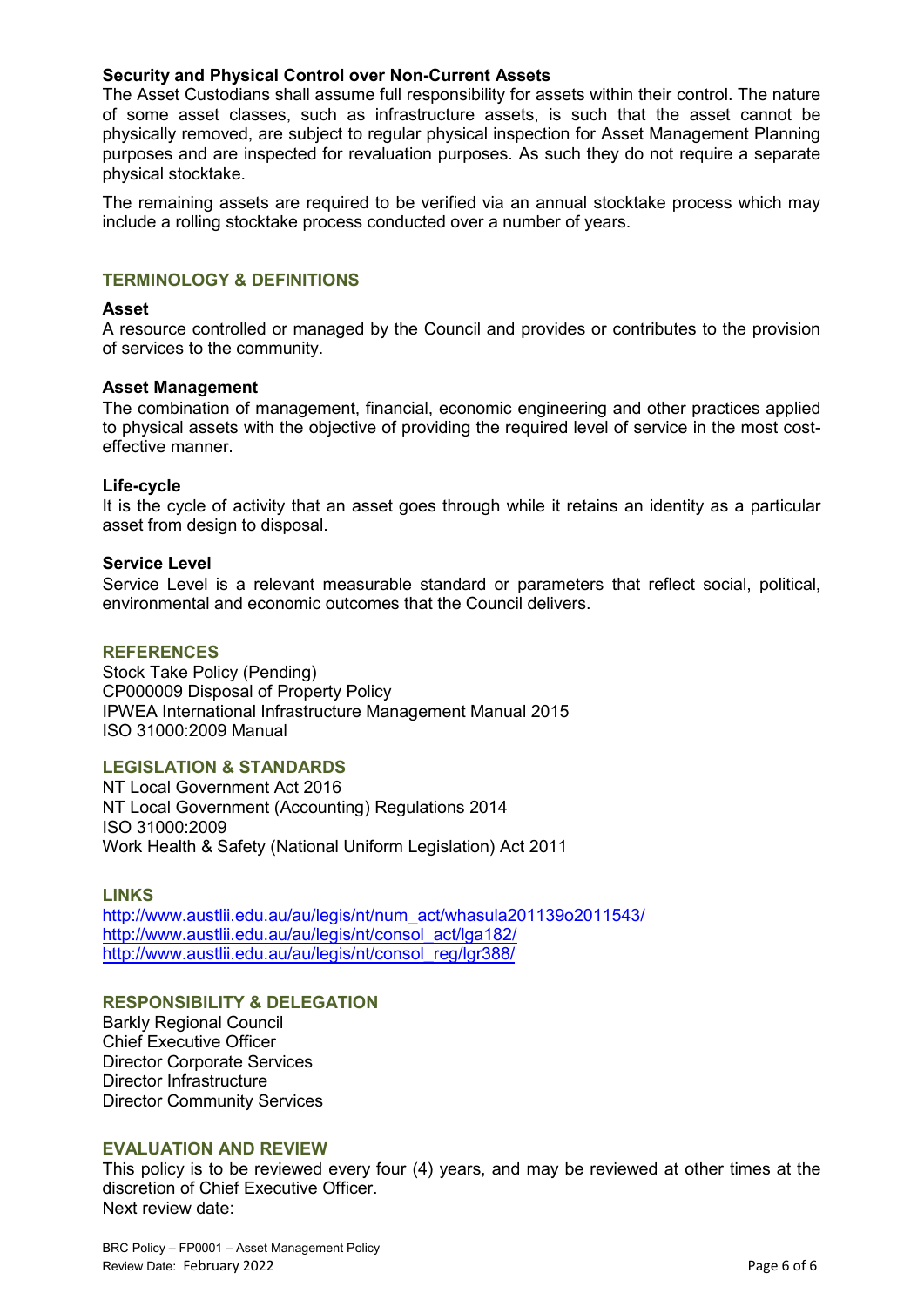**Security and Physical Control over Non-Current Assets**

The Asset Custodians shall assume full responsibility for assets within their control. The nature of some asset classes, such as infrastructure assets, is such that the asset cannot be physically removed, are subject to regular physical inspection for Asset Management Planning purposes and are inspected for revaluation purposes. As such they do not require a separate physical stocktake.

The remaining assets are required to be verified via an annual stocktake process which may include a rolling stocktake process conducted over a number of years.

## TERMINOLOGY & DEFINITIONS

**Asset**

A resource controlled or managed by the Council and provides or contributes to the provision of services to the community.

**Asset Management**

The combination of management, financial, economic engineering and other practices applied to physical assets with the objective of providing the required level of service in the most cost-effective manner.

**Life-cycle**

It is the cycle of activity that an asset goes through while it retains an identity as a particular asset from design to disposal.

**Service Level**

Service Level is a relevant measurable standard or parameters that reflect social, political, environmental and economic outcomes that the Council delivers.

## REFERENCES

Stock Take Policy (Pending)
CP000009 Disposal of Property Policy
IPWEA International Infrastructure Management Manual 2015
ISO 31000:2009 Manual

## LEGISLATION & STANDARDS

NT Local Government Act 2016
NT Local Government (Accounting) Regulations 2014
ISO 31000:2009
Work Health & Safety (National Uniform Legislation) Act 2011

## LINKS

http://www.austlii.edu.au/au/legis/nt/num_act/whasula201139o2011543/
http://www.austlii.edu.au/au/legis/nt/consol_act/lga182/
http://www.austlii.edu.au/au/legis/nt/consol_reg/lgr388/

## RESPONSIBILITY & DELEGATION

Barkly Regional Council
Chief Executive Officer
Director Corporate Services
Director Infrastructure
Director Community Services

## EVALUATION AND REVIEW

This policy is to be reviewed every four (4) years, and may be reviewed at other times at the discretion of Chief Executive Officer.
Next review date: